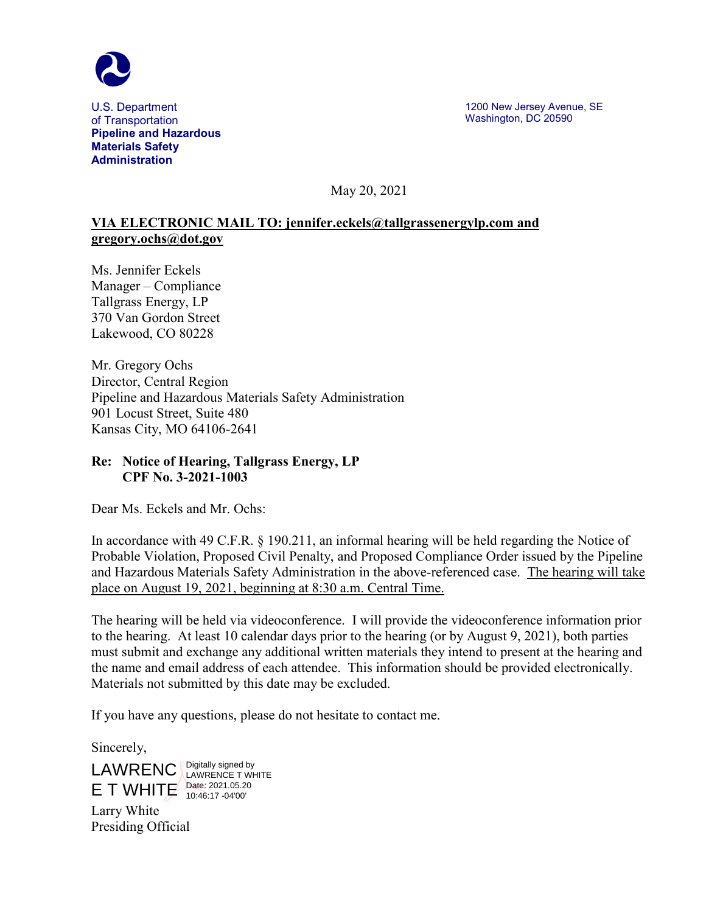U.S. Department of Transportation
**Pipeline and Hazardous Materials Safety Administration**

1200 New Jersey Avenue, SE
Washington, DC 20590

May 20, 2021

**VIA ELECTRONIC MAIL TO: jennifer.eckels@tallgrassenergylp.com and gregory.ochs@dot.gov**

Ms. Jennifer Eckels
Manager – Compliance
Tallgrass Energy, LP
370 Van Gordon Street
Lakewood, CO 80228

Mr. Gregory Ochs
Director, Central Region
Pipeline and Hazardous Materials Safety Administration
901 Locust Street, Suite 480
Kansas City, MO 64106-2641

**Re: Notice of Hearing, Tallgrass Energy, LP**
**CPF No. 3-2021-1003**

Dear Ms. Eckels and Mr. Ochs:

In accordance with 49 C.F.R. § 190.211, an informal hearing will be held regarding the Notice of Probable Violation, Proposed Civil Penalty, and Proposed Compliance Order issued by the Pipeline and Hazardous Materials Safety Administration in the above-referenced case. The hearing will take place on August 19, 2021, beginning at 8:30 a.m. Central Time.

The hearing will be held via videoconference. I will provide the videoconference information prior to the hearing. At least 10 calendar days prior to the hearing (or by August 9, 2021), both parties must submit and exchange any additional written materials they intend to present at the hearing and the name and email address of each attendee. This information should be provided electronically. Materials not submitted by this date may be excluded.

If you have any questions, please do not hesitate to contact me.

Sincerely,

LAWRENCE T WHITE
Digitally signed by LAWRENCE T WHITE
Date: 2021.05.20 10:46:17 -04'00'

Larry White
Presiding Official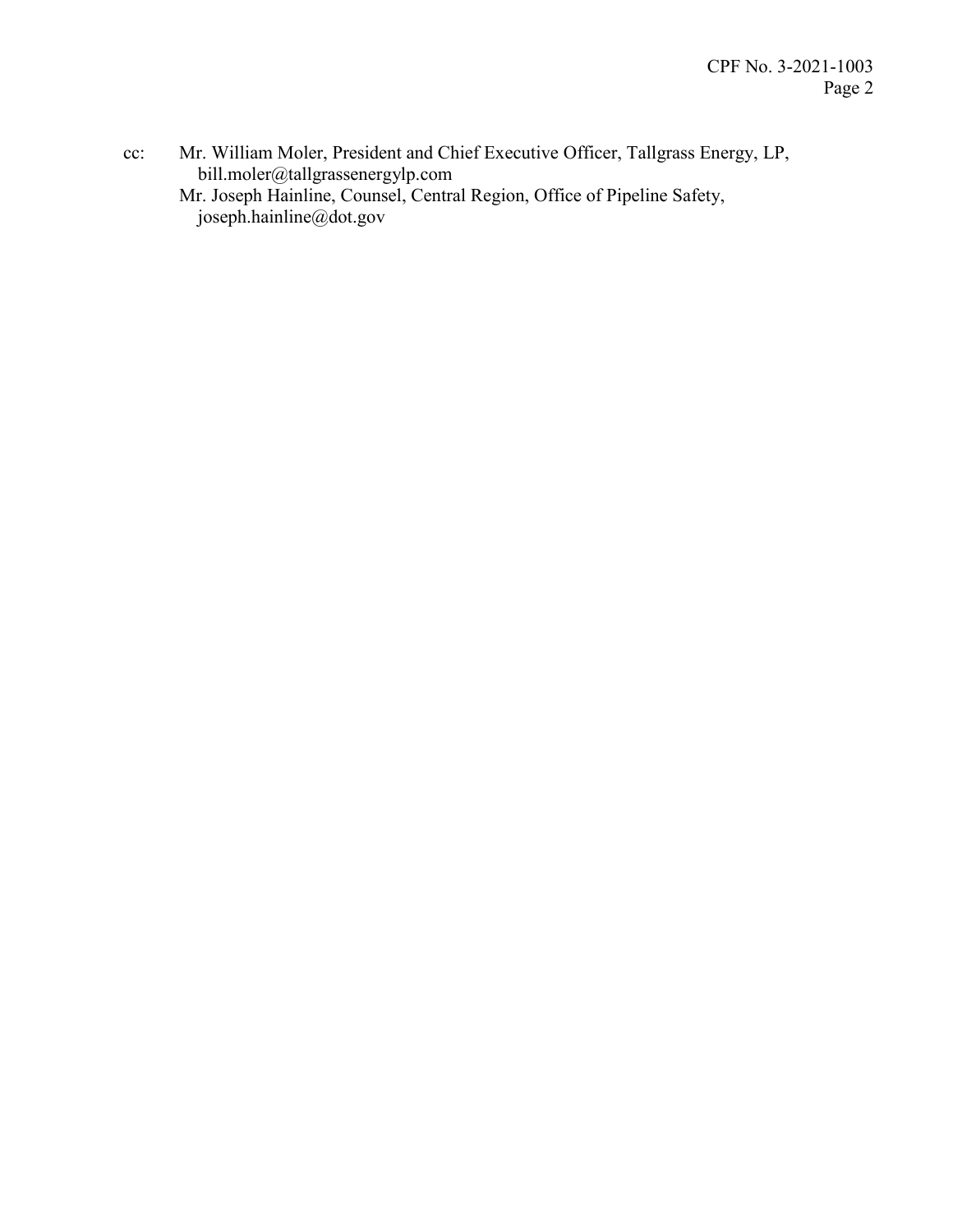cc: Mr. William Moler, President and Chief Executive Officer, Tallgrass Energy, LP, bill.moler@tallgrassenergylp.com
Mr. Joseph Hainline, Counsel, Central Region, Office of Pipeline Safety, joseph.hainline@dot.gov